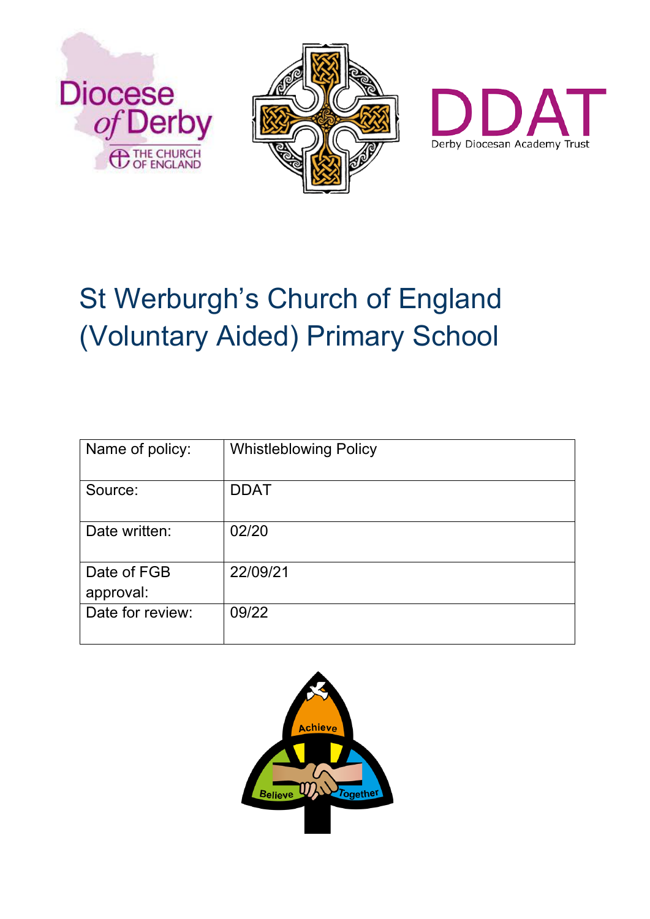# St Werburgh's Church of England (Voluntary Aided) Primary School

| Name of policy: | Whistleblowing Policy |
|---|---|
| Source: | DDAT |
| Date written: | 02/20 |
| Date of FGB approval: | 22/09/21 |
| Date for review: | 09/22 |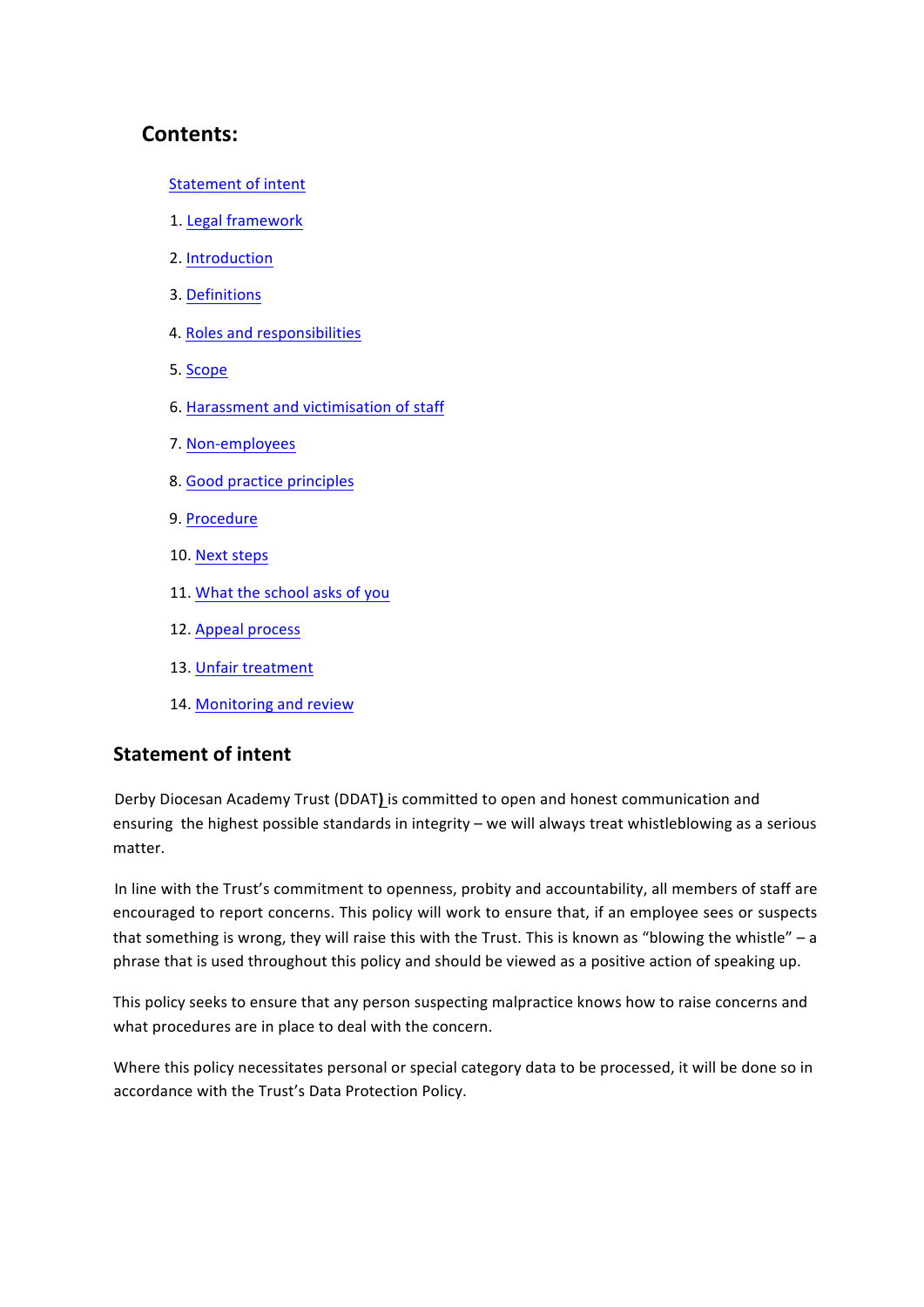## Contents:

Statement of intent

1. Legal framework
2. Introduction
3. Definitions
4. Roles and responsibilities
5. Scope
6. Harassment and victimisation of staff
7. Non-employees
8. Good practice principles
9. Procedure
10. Next steps
11. What the school asks of you
12. Appeal process
13. Unfair treatment
14. Monitoring and review

## Statement of intent

Derby Diocesan Academy Trust (DDAT) is committed to open and honest communication and ensuring the highest possible standards in integrity – we will always treat whistleblowing as a serious matter.

In line with the Trust's commitment to openness, probity and accountability, all members of staff are encouraged to report concerns. This policy will work to ensure that, if an employee sees or suspects that something is wrong, they will raise this with the Trust. This is known as "blowing the whistle" – a phrase that is used throughout this policy and should be viewed as a positive action of speaking up.

This policy seeks to ensure that any person suspecting malpractice knows how to raise concerns and what procedures are in place to deal with the concern.

Where this policy necessitates personal or special category data to be processed, it will be done so in accordance with the Trust's Data Protection Policy.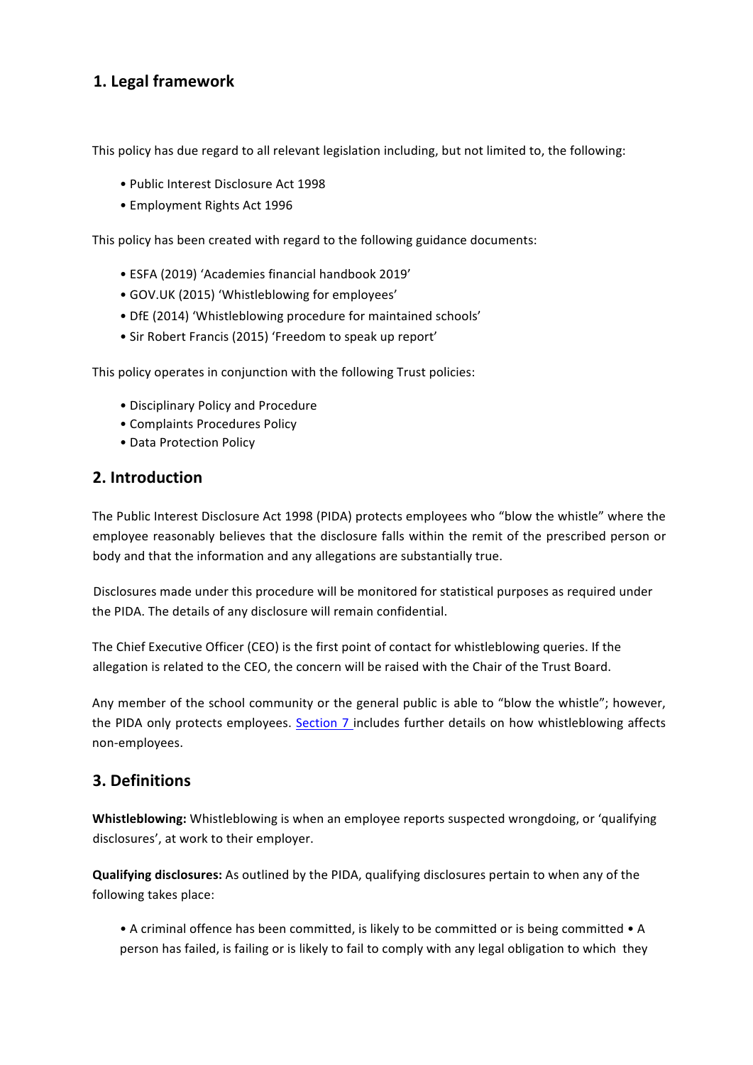## 1. Legal framework

This policy has due regard to all relevant legislation including, but not limited to, the following:

- Public Interest Disclosure Act 1998
- Employment Rights Act 1996

This policy has been created with regard to the following guidance documents:

- ESFA (2019) 'Academies financial handbook 2019'
- GOV.UK (2015) 'Whistleblowing for employees'
- DfE (2014) 'Whistleblowing procedure for maintained schools'
- Sir Robert Francis (2015) 'Freedom to speak up report'

This policy operates in conjunction with the following Trust policies:

- Disciplinary Policy and Procedure
- Complaints Procedures Policy
- Data Protection Policy

## 2. Introduction

The Public Interest Disclosure Act 1998 (PIDA) protects employees who "blow the whistle" where the employee reasonably believes that the disclosure falls within the remit of the prescribed person or body and that the information and any allegations are substantially true.

Disclosures made under this procedure will be monitored for statistical purposes as required under the PIDA. The details of any disclosure will remain confidential.

The Chief Executive Officer (CEO) is the first point of contact for whistleblowing queries. If the allegation is related to the CEO, the concern will be raised with the Chair of the Trust Board.

Any member of the school community or the general public is able to "blow the whistle"; however, the PIDA only protects employees. Section 7 includes further details on how whistleblowing affects non-employees.

## 3. Definitions

**Whistleblowing:** Whistleblowing is when an employee reports suspected wrongdoing, or 'qualifying disclosures', at work to their employer.

**Qualifying disclosures:** As outlined by the PIDA, qualifying disclosures pertain to when any of the following takes place:

- A criminal offence has been committed, is likely to be committed or is being committed
- A person has failed, is failing or is likely to fail to comply with any legal obligation to which they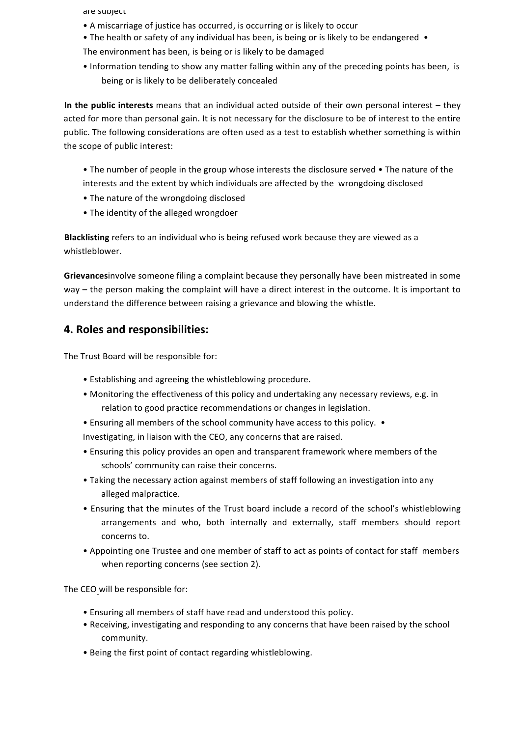are subject

- A miscarriage of justice has occurred, is occurring or is likely to occur
- The health or safety of any individual has been, is being or is likely to be endangered
- The environment has been, is being or is likely to be damaged
- Information tending to show any matter falling within any of the preceding points has been, is being or is likely to be deliberately concealed

**In the public interests** means that an individual acted outside of their own personal interest – they acted for more than personal gain. It is not necessary for the disclosure to be of interest to the entire public. The following considerations are often used as a test to establish whether something is within the scope of public interest:

- The number of people in the group whose interests the disclosure served
- The nature of the interests and the extent by which individuals are affected by the wrongdoing disclosed
- The nature of the wrongdoing disclosed
- The identity of the alleged wrongdoer

**Blacklisting** refers to an individual who is being refused work because they are viewed as a whistleblower.

**Grievances**involve someone filing a complaint because they personally have been mistreated in some way – the person making the complaint will have a direct interest in the outcome. It is important to understand the difference between raising a grievance and blowing the whistle.

## 4. Roles and responsibilities:

The Trust Board will be responsible for:

- Establishing and agreeing the whistleblowing procedure.
- Monitoring the effectiveness of this policy and undertaking any necessary reviews, e.g. in relation to good practice recommendations or changes in legislation.
- Ensuring all members of the school community have access to this policy.
- Investigating, in liaison with the CEO, any concerns that are raised.
- Ensuring this policy provides an open and transparent framework where members of the schools' community can raise their concerns.
- Taking the necessary action against members of staff following an investigation into any alleged malpractice.
- Ensuring that the minutes of the Trust board include a record of the school's whistleblowing arrangements and who, both internally and externally, staff members should report concerns to.
- Appointing one Trustee and one member of staff to act as points of contact for staff members when reporting concerns (see section 2).

The CEO will be responsible for:

- Ensuring all members of staff have read and understood this policy.
- Receiving, investigating and responding to any concerns that have been raised by the school community.
- Being the first point of contact regarding whistleblowing.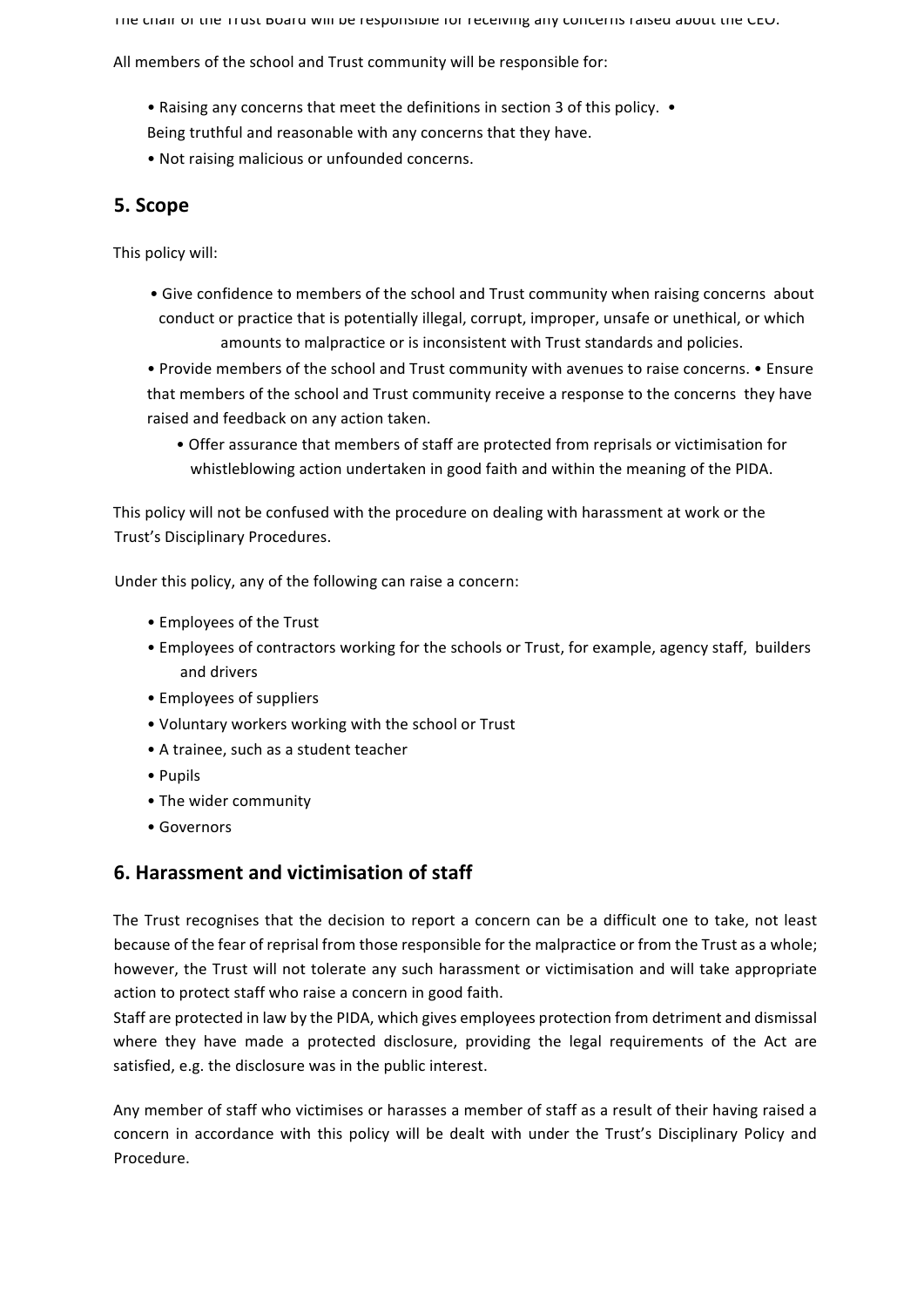The chair of the Trust Board will be responsible for receiving any concerns raised about the CEO.

All members of the school and Trust community will be responsible for:

- Raising any concerns that meet the definitions in section 3 of this policy.
- Being truthful and reasonable with any concerns that they have.
- Not raising malicious or unfounded concerns.

## 5. Scope

This policy will:

- Give confidence to members of the school and Trust community when raising concerns about conduct or practice that is potentially illegal, corrupt, improper, unsafe or unethical, or which amounts to malpractice or is inconsistent with Trust standards and policies.
- Provide members of the school and Trust community with avenues to raise concerns.
- Ensure that members of the school and Trust community receive a response to the concerns they have raised and feedback on any action taken.
- Offer assurance that members of staff are protected from reprisals or victimisation for whistleblowing action undertaken in good faith and within the meaning of the PIDA.

This policy will not be confused with the procedure on dealing with harassment at work or the Trust's Disciplinary Procedures.

Under this policy, any of the following can raise a concern:

- Employees of the Trust
- Employees of contractors working for the schools or Trust, for example, agency staff, builders and drivers
- Employees of suppliers
- Voluntary workers working with the school or Trust
- A trainee, such as a student teacher
- Pupils
- The wider community
- Governors

## 6. Harassment and victimisation of staff

The Trust recognises that the decision to report a concern can be a difficult one to take, not least because of the fear of reprisal from those responsible for the malpractice or from the Trust as a whole; however, the Trust will not tolerate any such harassment or victimisation and will take appropriate action to protect staff who raise a concern in good faith.

Staff are protected in law by the PIDA, which gives employees protection from detriment and dismissal where they have made a protected disclosure, providing the legal requirements of the Act are satisfied, e.g. the disclosure was in the public interest.

Any member of staff who victimises or harasses a member of staff as a result of their having raised a concern in accordance with this policy will be dealt with under the Trust's Disciplinary Policy and Procedure.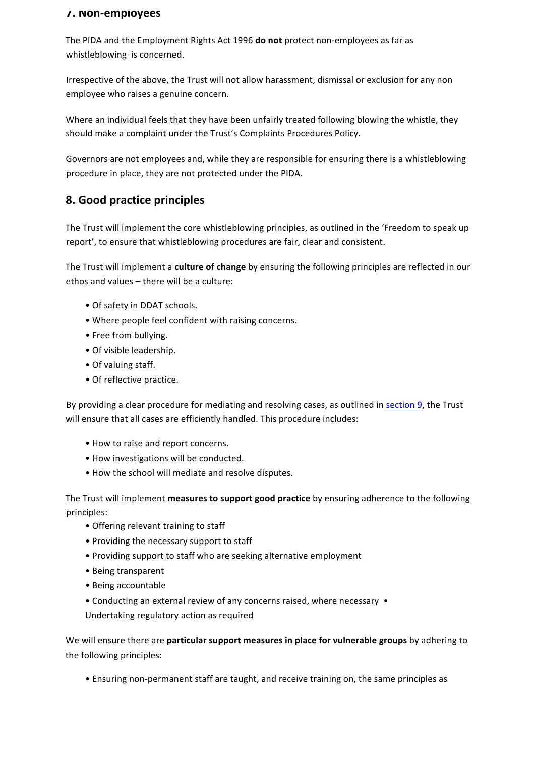## 7. Non-employees

The PIDA and the Employment Rights Act 1996 **do not** protect non-employees as far as whistleblowing is concerned.

Irrespective of the above, the Trust will not allow harassment, dismissal or exclusion for any non employee who raises a genuine concern.

Where an individual feels that they have been unfairly treated following blowing the whistle, they should make a complaint under the Trust's Complaints Procedures Policy.

Governors are not employees and, while they are responsible for ensuring there is a whistleblowing procedure in place, they are not protected under the PIDA.

## 8. Good practice principles

The Trust will implement the core whistleblowing principles, as outlined in the 'Freedom to speak up report', to ensure that whistleblowing procedures are fair, clear and consistent.

The Trust will implement a **culture of change** by ensuring the following principles are reflected in our ethos and values – there will be a culture:

- Of safety in DDAT schools.
- Where people feel confident with raising concerns.
- Free from bullying.
- Of visible leadership.
- Of valuing staff.
- Of reflective practice.

By providing a clear procedure for mediating and resolving cases, as outlined in section 9, the Trust will ensure that all cases are efficiently handled. This procedure includes:

- How to raise and report concerns.
- How investigations will be conducted.
- How the school will mediate and resolve disputes.

The Trust will implement **measures to support good practice** by ensuring adherence to the following principles:

- Offering relevant training to staff
- Providing the necessary support to staff
- Providing support to staff who are seeking alternative employment
- Being transparent
- Being accountable
- Conducting an external review of any concerns raised, where necessary
- Undertaking regulatory action as required

We will ensure there are **particular support measures in place for vulnerable groups** by adhering to the following principles:

- Ensuring non-permanent staff are taught, and receive training on, the same principles as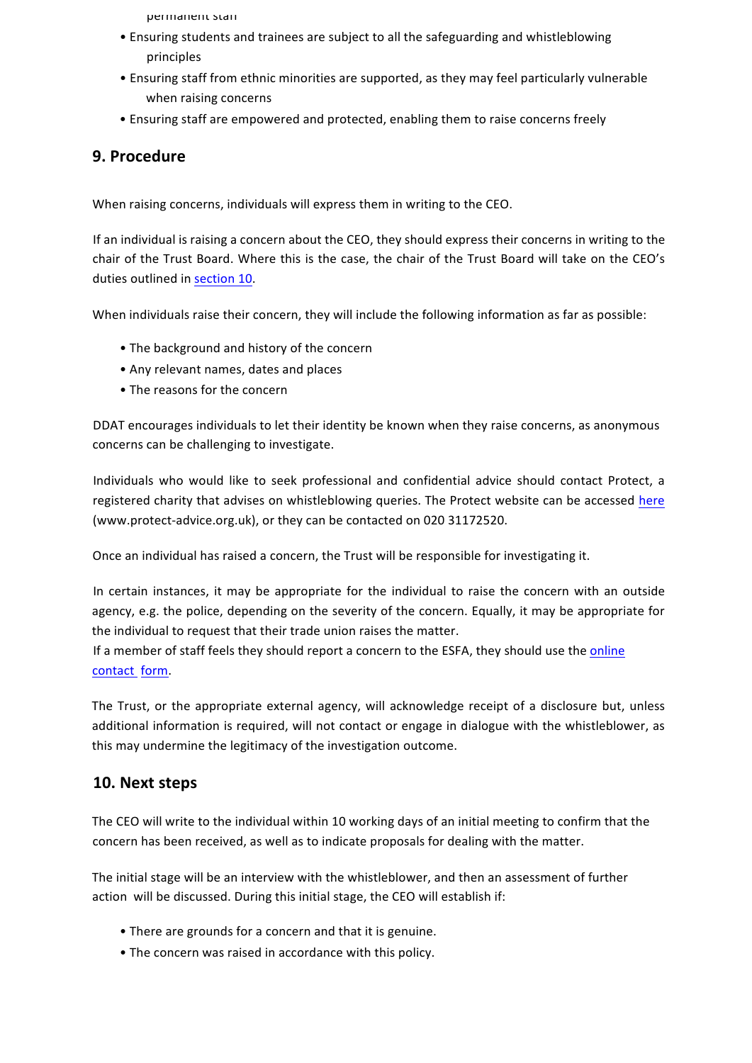permanent staff

- Ensuring students and trainees are subject to all the safeguarding and whistleblowing principles
- Ensuring staff from ethnic minorities are supported, as they may feel particularly vulnerable when raising concerns
- Ensuring staff are empowered and protected, enabling them to raise concerns freely

## 9. Procedure

When raising concerns, individuals will express them in writing to the CEO.

If an individual is raising a concern about the CEO, they should express their concerns in writing to the chair of the Trust Board. Where this is the case, the chair of the Trust Board will take on the CEO's duties outlined in section 10.

When individuals raise their concern, they will include the following information as far as possible:

- The background and history of the concern
- Any relevant names, dates and places
- The reasons for the concern

DDAT encourages individuals to let their identity be known when they raise concerns, as anonymous concerns can be challenging to investigate.

Individuals who would like to seek professional and confidential advice should contact Protect, a registered charity that advises on whistleblowing queries. The Protect website can be accessed here (www.protect-advice.org.uk), or they can be contacted on 020 31172520.

Once an individual has raised a concern, the Trust will be responsible for investigating it.

In certain instances, it may be appropriate for the individual to raise the concern with an outside agency, e.g. the police, depending on the severity of the concern. Equally, it may be appropriate for the individual to request that their trade union raises the matter.
If a member of staff feels they should report a concern to the ESFA, they should use the online contact form.

The Trust, or the appropriate external agency, will acknowledge receipt of a disclosure but, unless additional information is required, will not contact or engage in dialogue with the whistleblower, as this may undermine the legitimacy of the investigation outcome.

## 10. Next steps

The CEO will write to the individual within 10 working days of an initial meeting to confirm that the concern has been received, as well as to indicate proposals for dealing with the matter.

The initial stage will be an interview with the whistleblower, and then an assessment of further action will be discussed. During this initial stage, the CEO will establish if:

- There are grounds for a concern and that it is genuine.
- The concern was raised in accordance with this policy.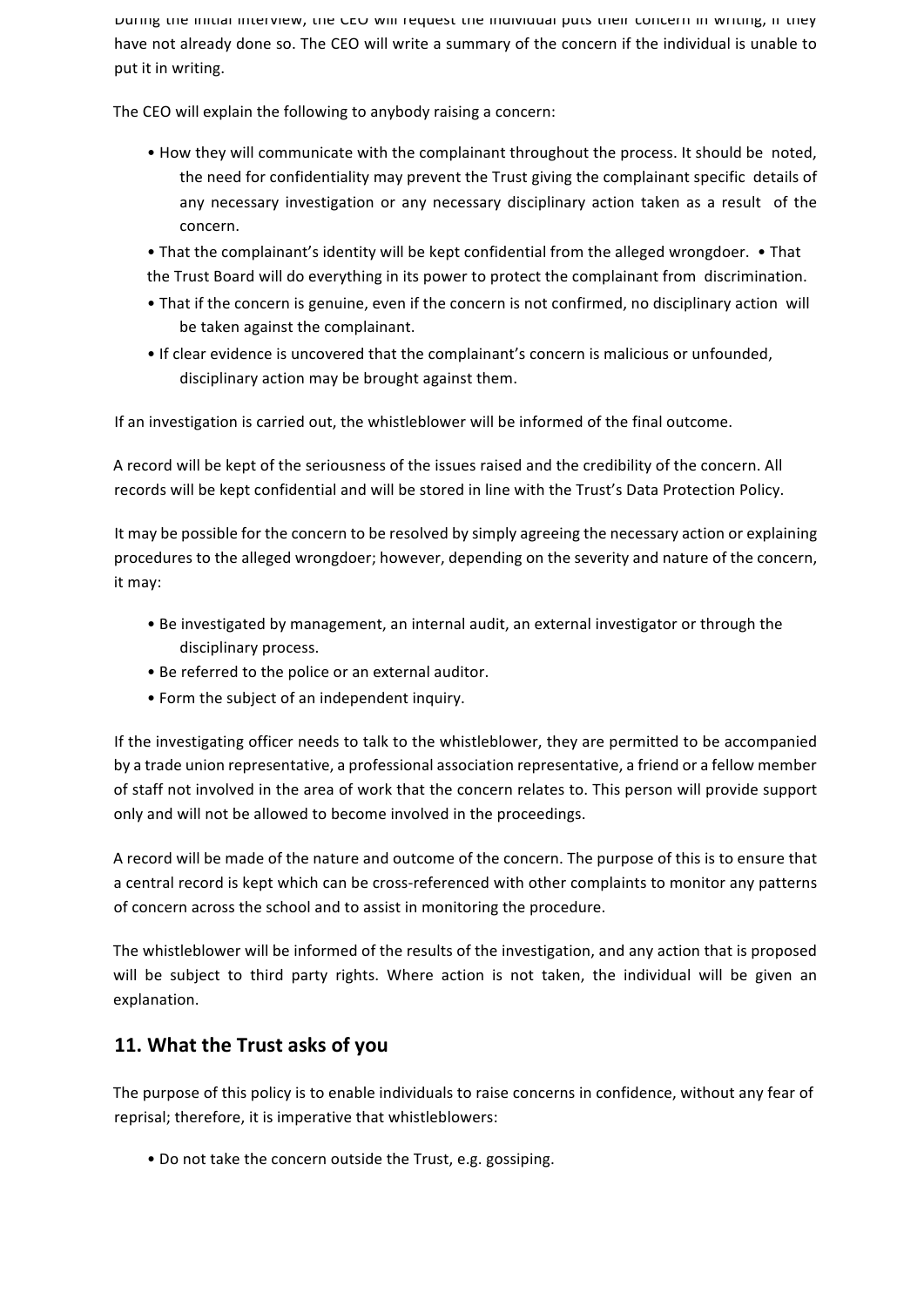During the initial interview, the CEO will request the individual puts their concern in writing, if they have not already done so. The CEO will write a summary of the concern if the individual is unable to put it in writing.

The CEO will explain the following to anybody raising a concern:

- How they will communicate with the complainant throughout the process. It should be noted, the need for confidentiality may prevent the Trust giving the complainant specific details of any necessary investigation or any necessary disciplinary action taken as a result of the concern.
- That the complainant's identity will be kept confidential from the alleged wrongdoer.
- That the Trust Board will do everything in its power to protect the complainant from discrimination.
- That if the concern is genuine, even if the concern is not confirmed, no disciplinary action will be taken against the complainant.
- If clear evidence is uncovered that the complainant's concern is malicious or unfounded, disciplinary action may be brought against them.

If an investigation is carried out, the whistleblower will be informed of the final outcome.

A record will be kept of the seriousness of the issues raised and the credibility of the concern. All records will be kept confidential and will be stored in line with the Trust's Data Protection Policy.

It may be possible for the concern to be resolved by simply agreeing the necessary action or explaining procedures to the alleged wrongdoer; however, depending on the severity and nature of the concern, it may:

- Be investigated by management, an internal audit, an external investigator or through the disciplinary process.
- Be referred to the police or an external auditor.
- Form the subject of an independent inquiry.

If the investigating officer needs to talk to the whistleblower, they are permitted to be accompanied by a trade union representative, a professional association representative, a friend or a fellow member of staff not involved in the area of work that the concern relates to. This person will provide support only and will not be allowed to become involved in the proceedings.

A record will be made of the nature and outcome of the concern. The purpose of this is to ensure that a central record is kept which can be cross-referenced with other complaints to monitor any patterns of concern across the school and to assist in monitoring the procedure.

The whistleblower will be informed of the results of the investigation, and any action that is proposed will be subject to third party rights. Where action is not taken, the individual will be given an explanation.

## 11. What the Trust asks of you

The purpose of this policy is to enable individuals to raise concerns in confidence, without any fear of reprisal; therefore, it is imperative that whistleblowers:

- Do not take the concern outside the Trust, e.g. gossiping.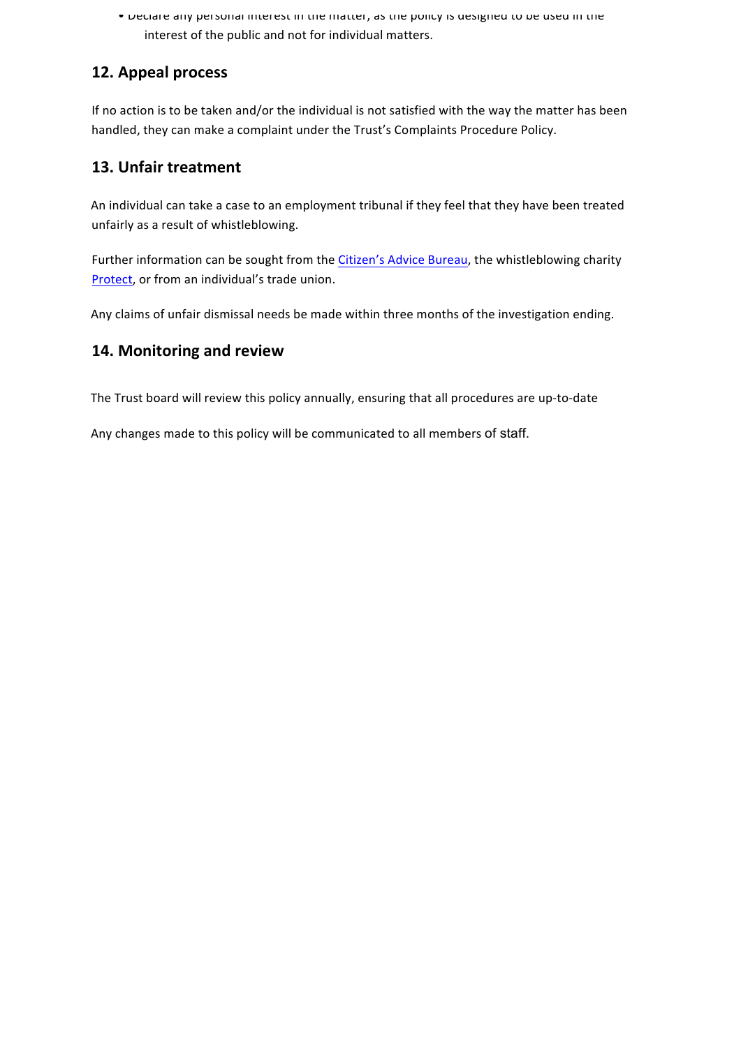- Declare any personal interest in the matter, as the policy is designed to be used in the interest of the public and not for individual matters.

## 12. Appeal process

If no action is to be taken and/or the individual is not satisfied with the way the matter has been handled, they can make a complaint under the Trust's Complaints Procedure Policy.

## 13. Unfair treatment

An individual can take a case to an employment tribunal if they feel that they have been treated unfairly as a result of whistleblowing.

Further information can be sought from the Citizen's Advice Bureau, the whistleblowing charity Protect, or from an individual's trade union.

Any claims of unfair dismissal needs be made within three months of the investigation ending.

## 14. Monitoring and review

The Trust board will review this policy annually, ensuring that all procedures are up-to-date

Any changes made to this policy will be communicated to all members of staff.